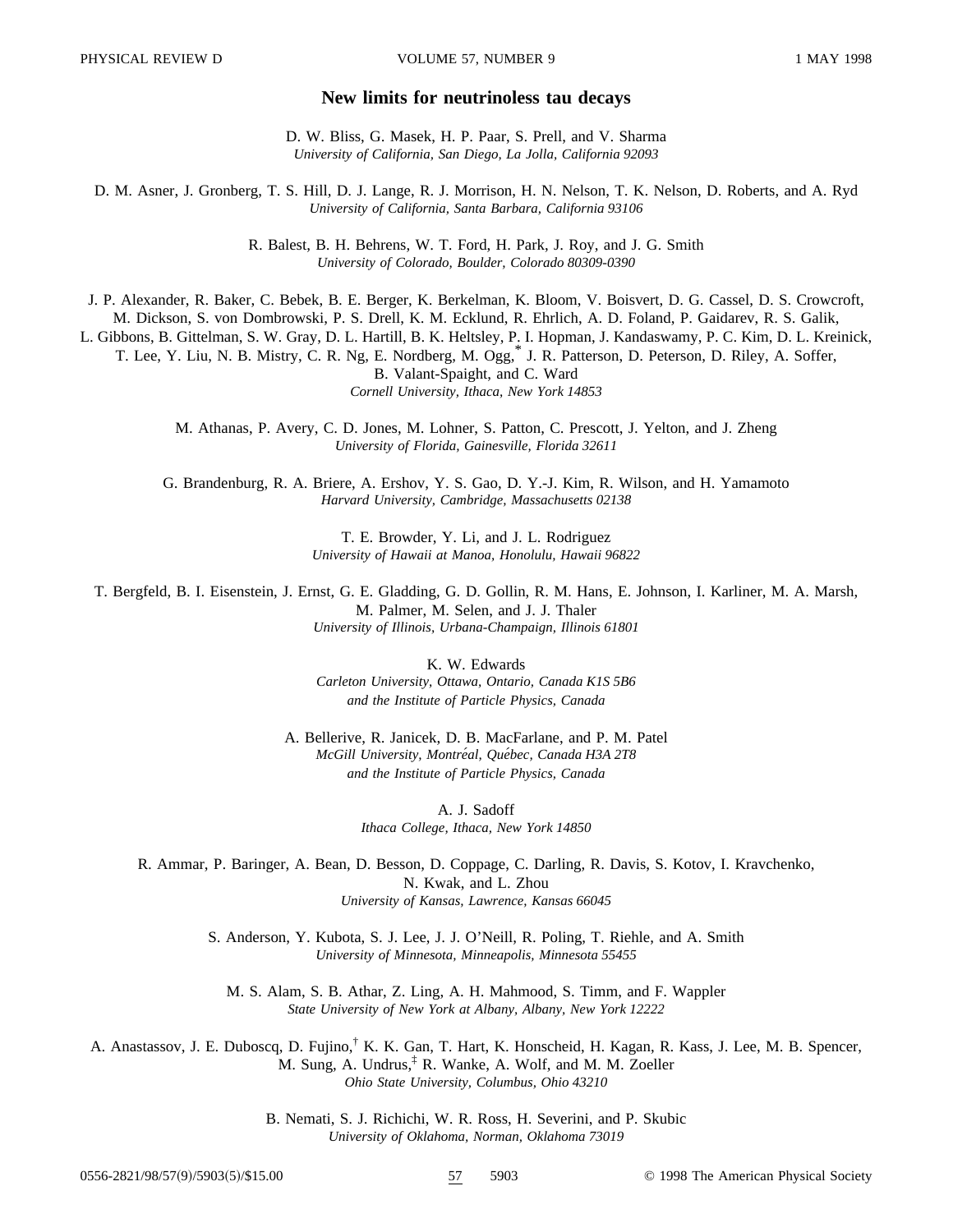# New limits for neutrinoless tau decays

D. W. Bliss, G. Masek, H. P. Paar, S. Prell, and V. Sharma
*University of California, San Diego, La Jolla, California 92093*

D. M. Asner, J. Gronberg, T. S. Hill, D. J. Lange, R. J. Morrison, H. N. Nelson, T. K. Nelson, D. Roberts, and A. Ryd
*University of California, Santa Barbara, California 93106*

R. Balest, B. H. Behrens, W. T. Ford, H. Park, J. Roy, and J. G. Smith
*University of Colorado, Boulder, Colorado 80309-0390*

J. P. Alexander, R. Baker, C. Bebek, B. E. Berger, K. Berkelman, K. Bloom, V. Boisvert, D. G. Cassel, D. S. Crowcroft, M. Dickson, S. von Dombrowski, P. S. Drell, K. M. Ecklund, R. Ehrlich, A. D. Foland, P. Gaidarev, R. S. Galik, L. Gibbons, B. Gittelman, S. W. Gray, D. L. Hartill, B. K. Heltsley, P. I. Hopman, J. Kandaswamy, P. C. Kim, D. L. Kreinick, T. Lee, Y. Liu, N. B. Mistry, C. R. Ng, E. Nordberg, M. Ogg,[*] J. R. Patterson, D. Peterson, D. Riley, A. Soffer, B. Valant-Spaight, and C. Ward
*Cornell University, Ithaca, New York 14853*

M. Athanas, P. Avery, C. D. Jones, M. Lohner, S. Patton, C. Prescott, J. Yelton, and J. Zheng
*University of Florida, Gainesville, Florida 32611*

G. Brandenburg, R. A. Briere, A. Ershov, Y. S. Gao, D. Y.-J. Kim, R. Wilson, and H. Yamamoto
*Harvard University, Cambridge, Massachusetts 02138*

T. E. Browder, Y. Li, and J. L. Rodriguez
*University of Hawaii at Manoa, Honolulu, Hawaii 96822*

T. Bergfeld, B. I. Eisenstein, J. Ernst, G. E. Gladding, G. D. Gollin, R. M. Hans, E. Johnson, I. Karliner, M. A. Marsh, M. Palmer, M. Selen, and J. J. Thaler
*University of Illinois, Urbana-Champaign, Illinois 61801*

K. W. Edwards
*Carleton University, Ottawa, Ontario, Canada K1S 5B6*
*and the Institute of Particle Physics, Canada*

A. Bellerive, R. Janicek, D. B. MacFarlane, and P. M. Patel
*McGill University, Montréal, Québec, Canada H3A 2T8*
*and the Institute of Particle Physics, Canada*

A. J. Sadoff
*Ithaca College, Ithaca, New York 14850*

R. Ammar, P. Baringer, A. Bean, D. Besson, D. Coppage, C. Darling, R. Davis, S. Kotov, I. Kravchenko, N. Kwak, and L. Zhou
*University of Kansas, Lawrence, Kansas 66045*

S. Anderson, Y. Kubota, S. J. Lee, J. J. O'Neill, R. Poling, T. Riehle, and A. Smith
*University of Minnesota, Minneapolis, Minnesota 55455*

M. S. Alam, S. B. Athar, Z. Ling, A. H. Mahmood, S. Timm, and F. Wappler
*State University of New York at Albany, Albany, New York 12222*

A. Anastassov, J. E. Duboscq, D. Fujino,[†] K. K. Gan, T. Hart, K. Honscheid, H. Kagan, R. Kass, J. Lee, M. B. Spencer, M. Sung, A. Undrus,[‡] R. Wanke, A. Wolf, and M. M. Zoeller
*Ohio State University, Columbus, Ohio 43210*

B. Nemati, S. J. Richichi, W. R. Ross, H. Severini, and P. Skubic
*University of Oklahoma, Norman, Oklahoma 73019*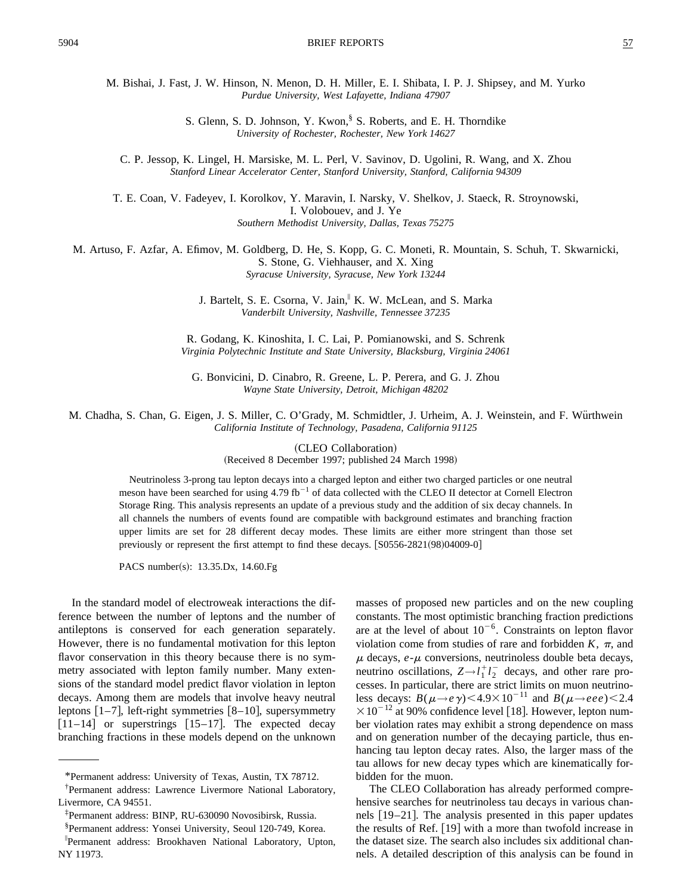M. Bishai, J. Fast, J. W. Hinson, N. Menon, D. H. Miller, E. I. Shibata, I. P. J. Shipsey, and M. Yurko
*Purdue University, West Lafayette, Indiana 47907*

S. Glenn, S. D. Johnson, Y. Kwon,[§] S. Roberts, and E. H. Thorndike
*University of Rochester, Rochester, New York 14627*

C. P. Jessop, K. Lingel, H. Marsiske, M. L. Perl, V. Savinov, D. Ugolini, R. Wang, and X. Zhou
*Stanford Linear Accelerator Center, Stanford University, Stanford, California 94309*

T. E. Coan, V. Fadeyev, I. Korolkov, Y. Maravin, I. Narsky, V. Shelkov, J. Staeck, R. Stroynowski, I. Volobouev, and J. Ye
*Southern Methodist University, Dallas, Texas 75275*

M. Artuso, F. Azfar, A. Efimov, M. Goldberg, D. He, S. Kopp, G. C. Moneti, R. Mountain, S. Schuh, T. Skwarnicki, S. Stone, G. Viehhauser, and X. Xing
*Syracuse University, Syracuse, New York 13244*

J. Bartelt, S. E. Csorna, V. Jain,[‖] K. W. McLean, and S. Marka
*Vanderbilt University, Nashville, Tennessee 37235*

R. Godang, K. Kinoshita, I. C. Lai, P. Pomianowski, and S. Schrenk
*Virginia Polytechnic Institute and State University, Blacksburg, Virginia 24061*

G. Bonvicini, D. Cinabro, R. Greene, L. P. Perera, and G. J. Zhou
*Wayne State University, Detroit, Michigan 48202*

M. Chadha, S. Chan, G. Eigen, J. S. Miller, C. O'Grady, M. Schmidtler, J. Urheim, A. J. Weinstein, and F. Würthwein
*California Institute of Technology, Pasadena, California 91125*

(CLEO Collaboration)
(Received 8 December 1997; published 24 March 1998)

Neutrinoless 3-prong tau lepton decays into a charged lepton and either two charged particles or one neutral meson have been searched for using 4.79 $\mathrm{fb}^{-1}$ of data collected with the CLEO II detector at Cornell Electron Storage Ring. This analysis represents an update of a previous study and the addition of six decay channels. In all channels the numbers of events found are compatible with background estimates and branching fraction upper limits are set for 28 different decay modes. These limits are either more stringent than those set previously or represent the first attempt to find these decays. [S0556-2821(98)04009-0]

PACS number(s): 13.35.Dx, 14.60.Fg

In the standard model of electroweak interactions the difference between the number of leptons and the number of antileptons is conserved for each generation separately. However, there is no fundamental motivation for this lepton flavor conservation in this theory because there is no symmetry associated with lepton family number. Many extensions of the standard model predict flavor violation in lepton decays. Among them are models that involve heavy neutral leptons [1–7], left-right symmetries [8–10], supersymmetry [11–14] or superstrings [15–17]. The expected decay branching fractions in these models depend on the unknown masses of proposed new particles and on the new coupling constants. The most optimistic branching fraction predictions are at the level of about $10^{-6}$. Constraints on lepton flavor violation come from studies of rare and forbidden $K$, $\pi$, and $\mu$ decays, $e$-$\mu$ conversions, neutrinoless double beta decays, neutrino oscillations, $Z \to l_1^+ l_2^-$ decays, and other rare processes. In particular, there are strict limits on muon neutrinoless decays: $B(\mu \to e\gamma) < 4.9 \times 10^{-11}$ and $B(\mu \to eee) < 2.4 \times 10^{-12}$ at 90% confidence level [18]. However, lepton number violation rates may exhibit a strong dependence on mass and on generation number of the decaying particle, thus enhancing tau lepton decay rates. Also, the larger mass of the tau allows for new decay types which are kinematically forbidden for the muon.

The CLEO Collaboration has already performed comprehensive searches for neutrinoless tau decays in various channels [19–21]. The analysis presented in this paper updates the results of Ref. [19] with a more than twofold increase in the dataset size. The search also includes six additional channels. A detailed description of this analysis can be found in

---

*Permanent address: University of Texas, Austin, TX 78712.

†Permanent address: Lawrence Livermore National Laboratory, Livermore, CA 94551.

‡Permanent address: BINP, RU-630090 Novosibirsk, Russia.

§Permanent address: Yonsei University, Seoul 120-749, Korea.

‖Permanent address: Brookhaven National Laboratory, Upton, NY 11973.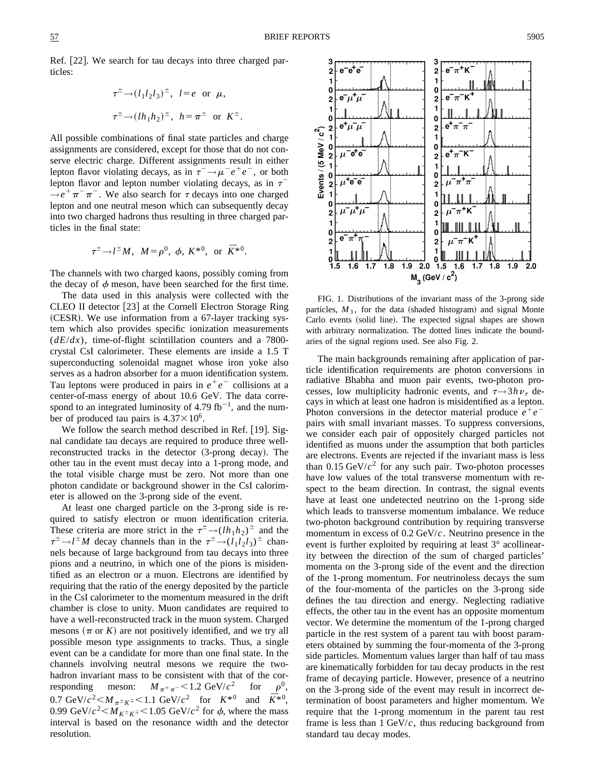Ref. [22]. We search for tau decays into three charged particles:

$$\tau^{\pm} \to (l_1 l_2 l_3)^{\pm}, \quad l = e \ \text{or} \ \mu,$$

$$\tau^{\pm} \to (l h_1 h_2)^{\pm}, \quad h = \pi^{\pm} \ \text{or} \ K^{\pm}.$$

All possible combinations of final state particles and charge assignments are considered, except for those that do not conserve electric charge. Different assignments result in either lepton flavor violating decays, as in $\tau^- \to \mu^- e^+ e^-$, or both lepton flavor and lepton number violating decays, as in $\tau^- \to e^+ \pi^- \pi^-$. We also search for $\tau$ decays into one charged lepton and one neutral meson which can subsequently decay into two charged hadrons thus resulting in three charged particles in the final state:

$$\tau^{\pm} \to l^{\pm} M, \quad M = \rho^0, \ \phi, \ K^{*0}, \ \text{or} \ \bar{K}^{*0}.$$

The channels with two charged kaons, possibly coming from the decay of $\phi$ meson, have been searched for the first time.

The data used in this analysis were collected with the CLEO II detector [23] at the Cornell Electron Storage Ring (CESR). We use information from a 67-layer tracking system which also provides specific ionization measurements ($dE/dx$), time-of-flight scintillation counters and a 7800-crystal CsI calorimeter. These elements are inside a 1.5 T superconducting solenoidal magnet whose iron yoke also serves as a hadron absorber for a muon identification system. Tau leptons were produced in pairs in $e^+e^-$ collisions at a center-of-mass energy of about 10.6 GeV. The data correspond to an integrated luminosity of 4.79 fb$^{-1}$, and the number of produced tau pairs is $4.37 \times 10^6$.

We follow the search method described in Ref. [19]. Signal candidate tau decays are required to produce three well-reconstructed tracks in the detector (3-prong decay). The other tau in the event must decay into a 1-prong mode, and the total visible charge must be zero. Not more than one photon candidate or background shower in the CsI calorimeter is allowed on the 3-prong side of the event.

At least one charged particle on the 3-prong side is required to satisfy electron or muon identification criteria. These criteria are more strict in the $\tau^{\pm} \to (l h_1 h_2)^{\pm}$ and the $\tau^{\pm} \to l^{\pm} M$ decay channels than in the $\tau^{\pm} \to (l_1 l_2 l_3)^{\pm}$ channels because of large background from tau decays into three pions and a neutrino, in which one of the pions is misidentified as an electron or a muon. Electrons are identified by requiring that the ratio of the energy deposited by the particle in the CsI calorimeter to the momentum measured in the drift chamber is close to unity. Muon candidates are required to have a well-reconstructed track in the muon system. Charged mesons ($\pi$ or $K$) are not positively identified, and we try all possible meson type assignments to tracks. Thus, a single event can be a candidate for more than one final state. In the channels involving neutral mesons we require the two-hadron invariant mass to be consistent with that of the corresponding meson: $M_{\pi^+\pi^-} < 1.2 \ \text{GeV}/c^2$ for $\rho^0$, $0.7 \ \text{GeV}/c^2 < M_{\pi^{\pm}K^{\mp}} < 1.1 \ \text{GeV}/c^2$ for $K^{*0}$ and $\bar{K}^{*0}$, $0.99 \ \text{GeV}/c^2 < M_{K^{\pm}K^{\mp}} < 1.05 \ \text{GeV}/c^2$ for $\phi$, where the mass interval is based on the resonance width and the detector resolution.

FIG. 1. Distributions of the invariant mass of the 3-prong side particles, $M_3$, for the data (shaded histogram) and signal Monte Carlo events (solid line). The expected signal shapes are shown with arbitrary normalization. The dotted lines indicate the boundaries of the signal regions used. See also Fig. 2.

The main backgrounds remaining after application of particle identification requirements are photon conversions in radiative Bhabha and muon pair events, two-photon processes, low multiplicity hadronic events, and $\tau \to 3h\nu_\tau$ decays in which at least one hadron is misidentified as a lepton. Photon conversions in the detector material produce $e^+e^-$ pairs with small invariant masses. To suppress conversions, we consider each pair of oppositely charged particles not identified as muons under the assumption that both particles are electrons. Events are rejected if the invariant mass is less than $0.15 \ \text{GeV}/c^2$ for any such pair. Two-photon processes have low values of the total transverse momentum with respect to the beam direction. In contrast, the signal events have at least one undetected neutrino on the 1-prong side which leads to transverse momentum imbalance. We reduce two-photon background contribution by requiring transverse momentum in excess of $0.2 \ \text{GeV}/c$. Neutrino presence in the event is further exploited by requiring at least 3° acollinearity between the direction of the sum of charged particles' momenta on the 3-prong side of the event and the direction of the 1-prong momentum. For neutrinoless decays the sum of the four-momenta of the particles on the 3-prong side defines the tau direction and energy. Neglecting radiative effects, the other tau in the event has an opposite momentum vector. We determine the momentum of the 1-prong charged particle in the rest system of a parent tau with boost parameters obtained by summing the four-momenta of the 3-prong side particles. Momentum values larger than half of tau mass are kinematically forbidden for tau decay products in the rest frame of decaying particle. However, presence of a neutrino on the 3-prong side of the event may result in incorrect determination of boost parameters and higher momentum. We require that the 1-prong momentum in the parent tau rest frame is less than $1 \ \text{GeV}/c$, thus reducing background from standard tau decay modes.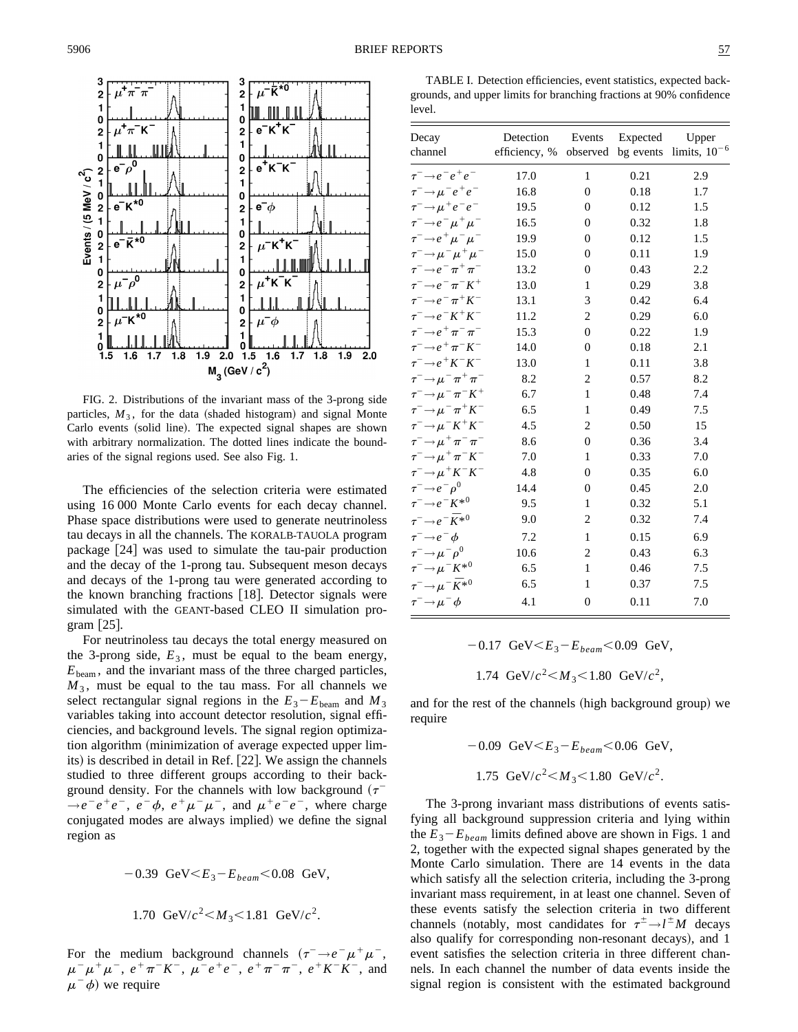FIG. 2. Distributions of the invariant mass of the 3-prong side particles, $M_3$, for the data (shaded histogram) and signal Monte Carlo events (solid line). The expected signal shapes are shown with arbitrary normalization. The dotted lines indicate the boundaries of the signal regions used. See also Fig. 1.

The efficiencies of the selection criteria were estimated using 16 000 Monte Carlo events for each decay channel. Phase space distributions were used to generate neutrinoless tau decays in all the channels. The KORALB-TAUOLA program package [24] was used to simulate the tau-pair production and the decay of the 1-prong tau. Subsequent meson decays and decays of the 1-prong tau were generated according to the known branching fractions [18]. Detector signals were simulated with the GEANT-based CLEO II simulation program [25].

For neutrinoless tau decays the total energy measured on the 3-prong side, $E_3$, must be equal to the beam energy, $E_{\rm beam}$, and the invariant mass of the three charged particles, $M_3$, must be equal to the tau mass. For all channels we select rectangular signal regions in the $E_3 - E_{\rm beam}$ and $M_3$ variables taking into account detector resolution, signal efficiencies, and background levels. The signal region optimization algorithm (minimization of average expected upper limits) is described in detail in Ref. [22]. We assign the channels studied to three different groups according to their background density. For the channels with low background ($\tau^- \rightarrow e^-e^+e^-$, $e^-\phi$, $e^+\mu^-\mu^-$, and $\mu^+e^-e^-$, where charge conjugated modes are always implied) we define the signal region as

$$-0.39 \text{ GeV} < E_3 - E_{beam} < 0.08 \text{ GeV},$$

$$1.70 \text{ GeV}/c^2 < M_3 < 1.81 \text{ GeV}/c^2.$$

For the medium background channels ($\tau^- \rightarrow e^-\mu^+\mu^-$, $\mu^-\mu^+\mu^-$, $e^+\pi^-K^-$, $\mu^-e^+e^-$, $e^+\pi^-\pi^-$, $e^+K^-K^-$, and $\mu^-\phi$) we require

$$-0.17 \text{ GeV} < E_3 - E_{beam} < 0.09 \text{ GeV},$$

$$1.74 \text{ GeV}/c^2 < M_3 < 1.80 \text{ GeV}/c^2,$$

and for the rest of the channels (high background group) we require

$$-0.09 \text{ GeV} < E_3 - E_{beam} < 0.06 \text{ GeV},$$

$$1.75 \text{ GeV}/c^2 < M_3 < 1.80 \text{ GeV}/c^2.$$

The 3-prong invariant mass distributions of events satisfying all background suppression criteria and lying within the $E_3 - E_{beam}$ limits defined above are shown in Figs. 1 and 2, together with the expected signal shapes generated by the Monte Carlo simulation. There are 14 events in the data which satisfy all the selection criteria, including the 3-prong invariant mass requirement, in at least one channel. Seven of these events satisfy the selection criteria in two different channels (notably, most candidates for $\tau^\pm \rightarrow l^\pm M$ decays also qualify for corresponding non-resonant decays), and 1 event satisfies the selection criteria in three different channels. In each channel the number of data events inside the signal region is consistent with the estimated background

TABLE I. Detection efficiencies, event statistics, expected backgrounds, and upper limits for branching fractions at 90% confidence level.

| Decay channel | Detection efficiency, % | Events observed | Expected bg events | Upper limits, $10^{-6}$ |
|---|---|---|---|---|
| $\tau^- \rightarrow e^-e^+e^-$ | 17.0 | 1 | 0.21 | 2.9 |
| $\tau^- \rightarrow \mu^-e^+e^-$ | 16.8 | 0 | 0.18 | 1.7 |
| $\tau^- \rightarrow \mu^+e^-e^-$ | 19.5 | 0 | 0.12 | 1.5 |
| $\tau^- \rightarrow e^-\mu^+\mu^-$ | 16.5 | 0 | 0.32 | 1.8 |
| $\tau^- \rightarrow e^+\mu^-\mu^-$ | 19.9 | 0 | 0.12 | 1.5 |
| $\tau^- \rightarrow \mu^-\mu^+\mu^-$ | 15.0 | 0 | 0.11 | 1.9 |
| $\tau^- \rightarrow e^-\pi^+\pi^-$ | 13.2 | 0 | 0.43 | 2.2 |
| $\tau^- \rightarrow e^-\pi^-K^+$ | 13.0 | 1 | 0.29 | 3.8 |
| $\tau^- \rightarrow e^-\pi^+K^-$ | 13.1 | 3 | 0.42 | 6.4 |
| $\tau^- \rightarrow e^-K^+K^-$ | 11.2 | 2 | 0.29 | 6.0 |
| $\tau^- \rightarrow e^+\pi^-\pi^-$ | 15.3 | 0 | 0.22 | 1.9 |
| $\tau^- \rightarrow e^+\pi^-K^-$ | 14.0 | 0 | 0.18 | 2.1 |
| $\tau^- \rightarrow e^+K^-K^-$ | 13.0 | 1 | 0.11 | 3.8 |
| $\tau^- \rightarrow \mu^-\pi^+\pi^-$ | 8.2 | 2 | 0.57 | 8.2 |
| $\tau^- \rightarrow \mu^-\pi^-K^+$ | 6.7 | 1 | 0.48 | 7.4 |
| $\tau^- \rightarrow \mu^-\pi^+K^-$ | 6.5 | 1 | 0.49 | 7.5 |
| $\tau^- \rightarrow \mu^-K^+K^-$ | 4.5 | 2 | 0.50 | 15 |
| $\tau^- \rightarrow \mu^+\pi^-\pi^-$ | 8.6 | 0 | 0.36 | 3.4 |
| $\tau^- \rightarrow \mu^+\pi^-K^-$ | 7.0 | 1 | 0.33 | 7.0 |
| $\tau^- \rightarrow \mu^+K^-K^-$ | 4.8 | 0 | 0.35 | 6.0 |
| $\tau^- \rightarrow e^-\rho^0$ | 14.4 | 0 | 0.45 | 2.0 |
| $\tau^- \rightarrow e^-K^{*0}$ | 9.5 | 1 | 0.32 | 5.1 |
| $\tau^- \rightarrow e^-\bar{K}^{*0}$ | 9.0 | 2 | 0.32 | 7.4 |
| $\tau^- \rightarrow e^-\phi$ | 7.2 | 1 | 0.15 | 6.9 |
| $\tau^- \rightarrow \mu^-\rho^0$ | 10.6 | 2 | 0.43 | 6.3 |
| $\tau^- \rightarrow \mu^-K^{*0}$ | 6.5 | 1 | 0.46 | 7.5 |
| $\tau^- \rightarrow \mu^-\bar{K}^{*0}$ | 6.5 | 1 | 0.37 | 7.5 |
| $\tau^- \rightarrow \mu^-\phi$ | 4.1 | 0 | 0.11 | 7.0 |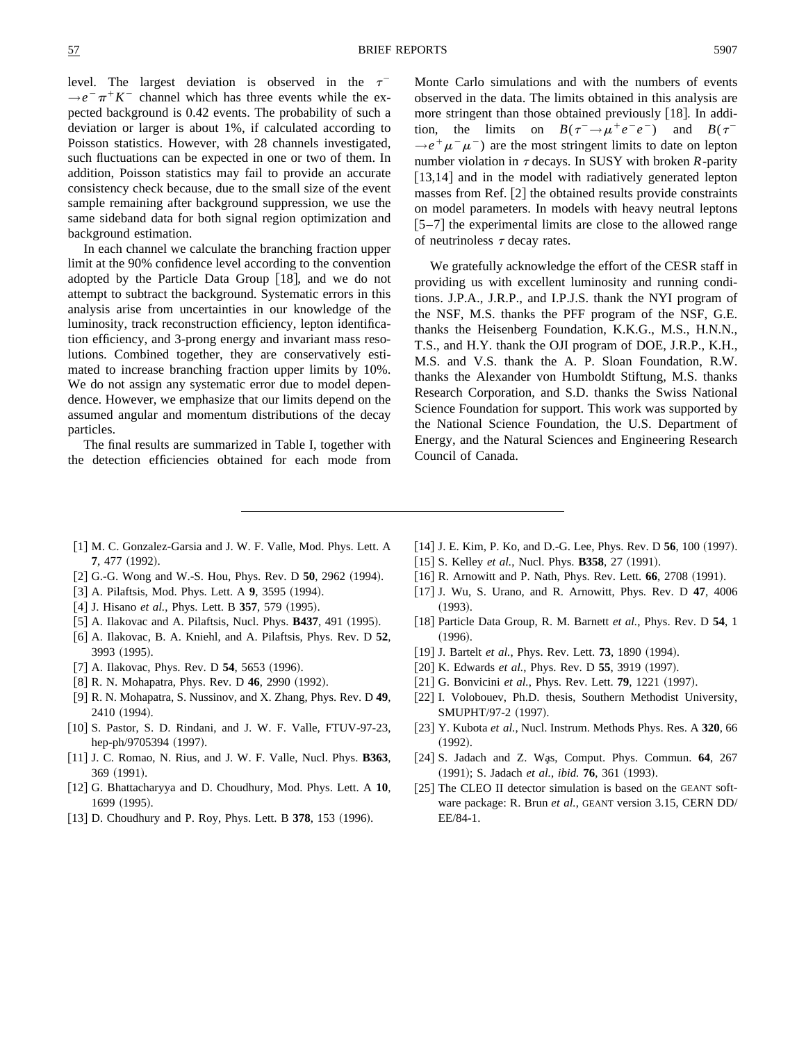level. The largest deviation is observed in the $\tau^- \to e^- \pi^+ K^-$ channel which has three events while the expected background is 0.42 events. The probability of such a deviation or larger is about 1%, if calculated according to Poisson statistics. However, with 28 channels investigated, such fluctuations can be expected in one or two of them. In addition, Poisson statistics may fail to provide an accurate consistency check because, due to the small size of the event sample remaining after background suppression, we use the same sideband data for both signal region optimization and background estimation.

In each channel we calculate the branching fraction upper limit at the 90% confidence level according to the convention adopted by the Particle Data Group [18], and we do not attempt to subtract the background. Systematic errors in this analysis arise from uncertainties in our knowledge of the luminosity, track reconstruction efficiency, lepton identification efficiency, and 3-prong energy and invariant mass resolutions. Combined together, they are conservatively estimated to increase branching fraction upper limits by 10%. We do not assign any systematic error due to model dependence. However, we emphasize that our limits depend on the assumed angular and momentum distributions of the decay particles.

The final results are summarized in Table I, together with the detection efficiencies obtained for each mode from Monte Carlo simulations and with the numbers of events observed in the data. The limits obtained in this analysis are more stringent than those obtained previously [18]. In addition, the limits on $B(\tau^- \to \mu^+ e^- e^-)$ and $B(\tau^- \to e^+ \mu^- \mu^-)$ are the most stringent limits to date on lepton number violation in $\tau$ decays. In SUSY with broken $R$-parity [13,14] and in the model with radiatively generated lepton masses from Ref. [2] the obtained results provide constraints on model parameters. In models with heavy neutral leptons [5–7] the experimental limits are close to the allowed range of neutrinoless $\tau$ decay rates.

We gratefully acknowledge the effort of the CESR staff in providing us with excellent luminosity and running conditions. J.P.A., J.R.P., and I.P.J.S. thank the NYI program of the NSF, M.S. thanks the PFF program of the NSF, G.E. thanks the Heisenberg Foundation, K.K.G., M.S., H.N.N., T.S., and H.Y. thank the OJI program of DOE, J.R.P., K.H., M.S. and V.S. thank the A. P. Sloan Foundation, R.W. thanks the Alexander von Humboldt Stiftung, M.S. thanks Research Corporation, and S.D. thanks the Swiss National Science Foundation for support. This work was supported by the National Science Foundation, the U.S. Department of Energy, and the Natural Sciences and Engineering Research Council of Canada.

---

[1] M. C. Gonzalez-Garsia and J. W. F. Valle, Mod. Phys. Lett. A **7**, 477 (1992).

[2] G.-G. Wong and W.-S. Hou, Phys. Rev. D **50**, 2962 (1994).

[3] A. Pilaftsis, Mod. Phys. Lett. A **9**, 3595 (1994).

[4] J. Hisano *et al.*, Phys. Lett. B **357**, 579 (1995).

[5] A. Ilakovac and A. Pilaftsis, Nucl. Phys. **B437**, 491 (1995).

[6] A. Ilakovac, B. A. Kniehl, and A. Pilaftsis, Phys. Rev. D **52**, 3993 (1995).

[7] A. Ilakovac, Phys. Rev. D **54**, 5653 (1996).

[8] R. N. Mohapatra, Phys. Rev. D **46**, 2990 (1992).

[9] R. N. Mohapatra, S. Nussinov, and X. Zhang, Phys. Rev. D **49**, 2410 (1994).

[10] S. Pastor, S. D. Rindani, and J. W. F. Valle, FTUV-97-23, hep-ph/9705394 (1997).

[11] J. C. Romao, N. Rius, and J. W. F. Valle, Nucl. Phys. **B363**, 369 (1991).

[12] G. Bhattacharyya and D. Choudhury, Mod. Phys. Lett. A **10**, 1699 (1995).

[13] D. Choudhury and P. Roy, Phys. Lett. B **378**, 153 (1996).

[14] J. E. Kim, P. Ko, and D.-G. Lee, Phys. Rev. D **56**, 100 (1997).

[15] S. Kelley *et al.*, Nucl. Phys. **B358**, 27 (1991).

[16] R. Arnowitt and P. Nath, Phys. Rev. Lett. **66**, 2708 (1991).

[17] J. Wu, S. Urano, and R. Arnowitt, Phys. Rev. D **47**, 4006 (1993).

[18] Particle Data Group, R. M. Barnett *et al.*, Phys. Rev. D **54**, 1 (1996).

[19] J. Bartelt *et al.*, Phys. Rev. Lett. **73**, 1890 (1994).

[20] K. Edwards *et al.*, Phys. Rev. D **55**, 3919 (1997).

[21] G. Bonvicini *et al.*, Phys. Rev. Lett. **79**, 1221 (1997).

[22] I. Volobouev, Ph.D. thesis, Southern Methodist University, SMUPHT/97-2 (1997).

[23] Y. Kubota *et al.*, Nucl. Instrum. Methods Phys. Res. A **320**, 66 (1992).

[24] S. Jadach and Z. Wąs, Comput. Phys. Commun. **64**, 267 (1991); S. Jadach *et al.*, *ibid.* **76**, 361 (1993).

[25] The CLEO II detector simulation is based on the GEANT software package: R. Brun *et al.*, GEANT version 3.15, CERN DD/EE/84-1.